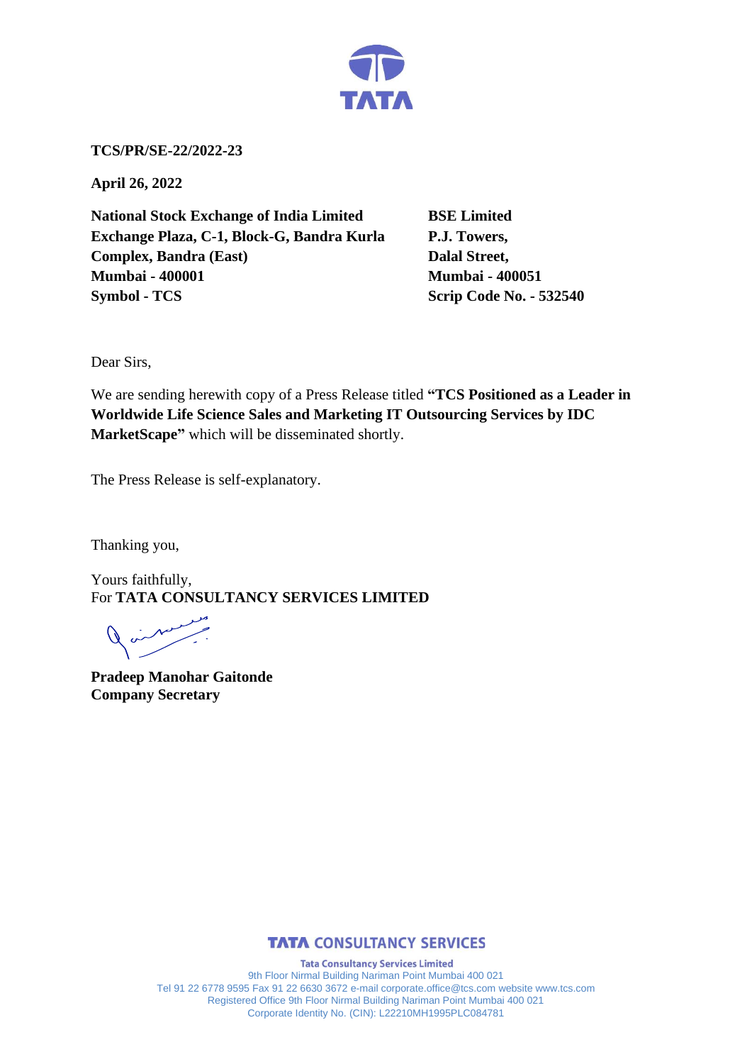**TCS/PR/SE-22/2022-23**

**April 26, 2022**

**National Stock Exchange of India Limited**
**Exchange Plaza, C-1, Block-G, Bandra Kurla Complex, Bandra (East)**
**Mumbai - 400001**
**Symbol - TCS**

**BSE Limited**
**P.J. Towers,**
**Dalal Street,**
**Mumbai - 400051**
**Scrip Code No. - 532540**

Dear Sirs,

We are sending herewith copy of a Press Release titled **"TCS Positioned as a Leader in Worldwide Life Science Sales and Marketing IT Outsourcing Services by IDC MarketScape"** which will be disseminated shortly.

The Press Release is self-explanatory.

Thanking you,

Yours faithfully,
For **TATA CONSULTANCY SERVICES LIMITED**

**Pradeep Manohar Gaitonde**
**Company Secretary**

**TATA CONSULTANCY SERVICES**

**Tata Consultancy Services Limited**
9th Floor Nirmal Building Nariman Point Mumbai 400 021
Tel 91 22 6778 9595 Fax 91 22 6630 3672 e-mail corporate.office@tcs.com website www.tcs.com
Registered Office 9th Floor Nirmal Building Nariman Point Mumbai 400 021
Corporate Identity No. (CIN): L22210MH1995PLC084781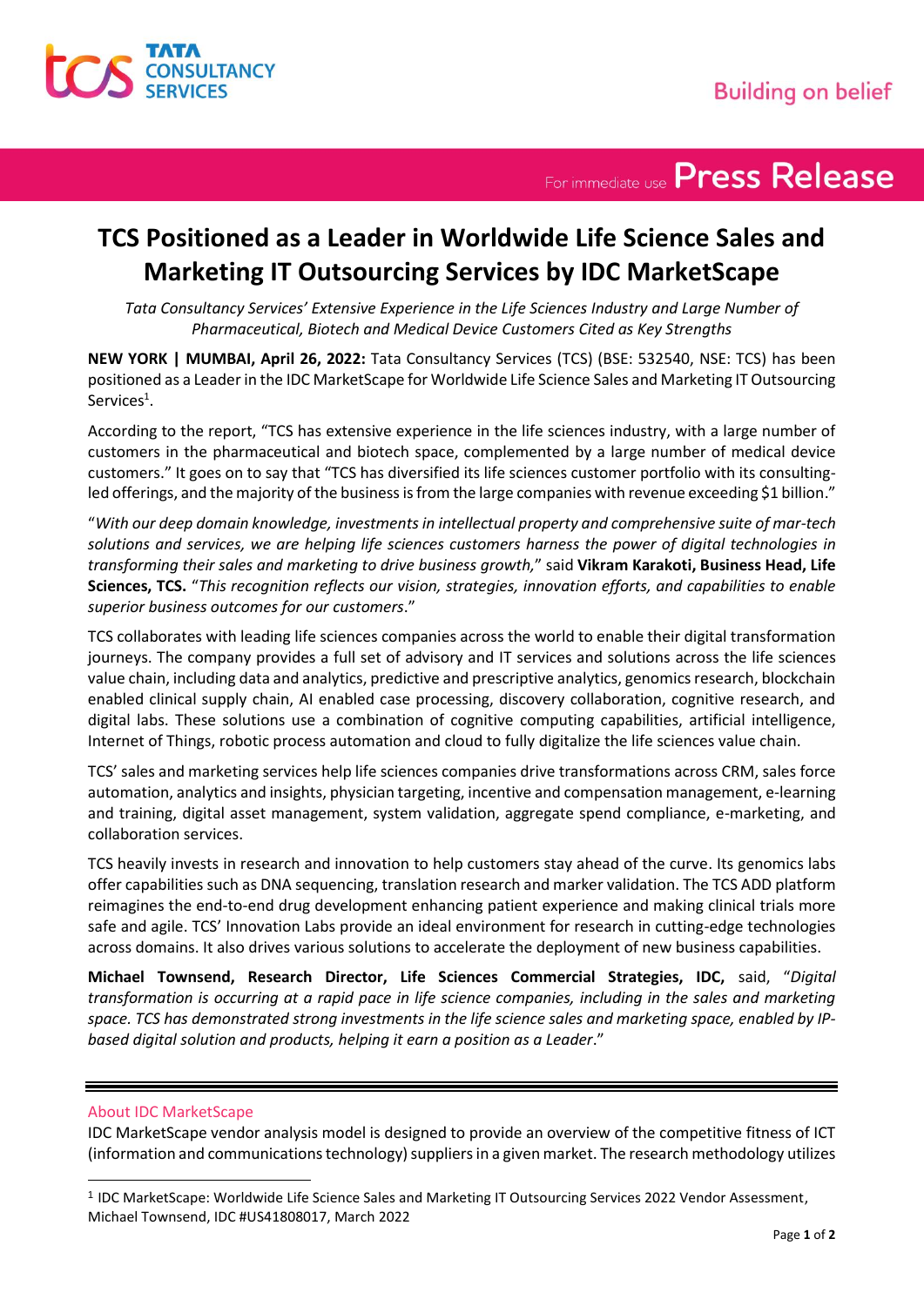# TCS Positioned as a Leader in Worldwide Life Science Sales and Marketing IT Outsourcing Services by IDC MarketScape

*Tata Consultancy Services' Extensive Experience in the Life Sciences Industry and Large Number of Pharmaceutical, Biotech and Medical Device Customers Cited as Key Strengths*

**NEW YORK | MUMBAI, April 26, 2022:** Tata Consultancy Services (TCS) (BSE: 532540, NSE: TCS) has been positioned as a Leader in the IDC MarketScape for Worldwide Life Science Sales and Marketing IT Outsourcing Services[1].

According to the report, "TCS has extensive experience in the life sciences industry, with a large number of customers in the pharmaceutical and biotech space, complemented by a large number of medical device customers." It goes on to say that "TCS has diversified its life sciences customer portfolio with its consulting-led offerings, and the majority of the business is from the large companies with revenue exceeding $1 billion."

"*With our deep domain knowledge, investments in intellectual property and comprehensive suite of mar-tech solutions and services, we are helping life sciences customers harness the power of digital technologies in transforming their sales and marketing to drive business growth,*" said **Vikram Karakoti, Business Head, Life Sciences, TCS.** "*This recognition reflects our vision, strategies, innovation efforts, and capabilities to enable superior business outcomes for our customers*."

TCS collaborates with leading life sciences companies across the world to enable their digital transformation journeys. The company provides a full set of advisory and IT services and solutions across the life sciences value chain, including data and analytics, predictive and prescriptive analytics, genomics research, blockchain enabled clinical supply chain, AI enabled case processing, discovery collaboration, cognitive research, and digital labs. These solutions use a combination of cognitive computing capabilities, artificial intelligence, Internet of Things, robotic process automation and cloud to fully digitalize the life sciences value chain.

TCS' sales and marketing services help life sciences companies drive transformations across CRM, sales force automation, analytics and insights, physician targeting, incentive and compensation management, e-learning and training, digital asset management, system validation, aggregate spend compliance, e-marketing, and collaboration services.

TCS heavily invests in research and innovation to help customers stay ahead of the curve. Its genomics labs offer capabilities such as DNA sequencing, translation research and marker validation. The TCS ADD platform reimagines the end-to-end drug development enhancing patient experience and making clinical trials more safe and agile. TCS' Innovation Labs provide an ideal environment for research in cutting-edge technologies across domains. It also drives various solutions to accelerate the deployment of new business capabilities.

**Michael Townsend, Research Director, Life Sciences Commercial Strategies, IDC,** said, "*Digital transformation is occurring at a rapid pace in life science companies, including in the sales and marketing space. TCS has demonstrated strong investments in the life science sales and marketing space, enabled by IP-based digital solution and products, helping it earn a position as a Leader*."

---

## About IDC MarketScape

IDC MarketScape vendor analysis model is designed to provide an overview of the competitive fitness of ICT (information and communications technology) suppliers in a given market. The research methodology utilizes

[1] IDC MarketScape: Worldwide Life Science Sales and Marketing IT Outsourcing Services 2022 Vendor Assessment, Michael Townsend, IDC #US41808017, March 2022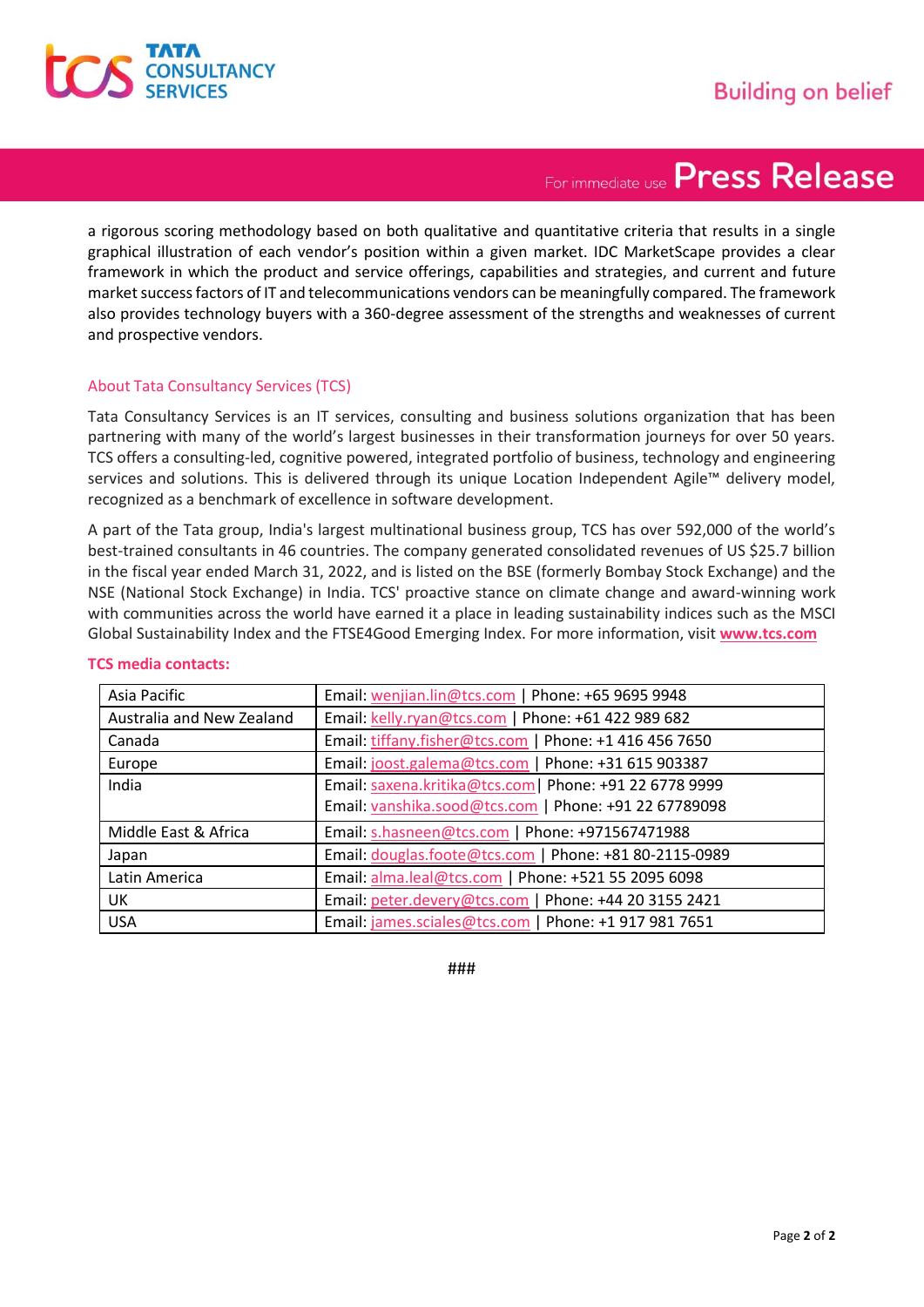a rigorous scoring methodology based on both qualitative and quantitative criteria that results in a single graphical illustration of each vendor's position within a given market. IDC MarketScape provides a clear framework in which the product and service offerings, capabilities and strategies, and current and future market success factors of IT and telecommunications vendors can be meaningfully compared. The framework also provides technology buyers with a 360-degree assessment of the strengths and weaknesses of current and prospective vendors.

## About Tata Consultancy Services (TCS)

Tata Consultancy Services is an IT services, consulting and business solutions organization that has been partnering with many of the world's largest businesses in their transformation journeys for over 50 years. TCS offers a consulting-led, cognitive powered, integrated portfolio of business, technology and engineering services and solutions. This is delivered through its unique Location Independent Agile™ delivery model, recognized as a benchmark of excellence in software development.

A part of the Tata group, India's largest multinational business group, TCS has over 592,000 of the world's best-trained consultants in 46 countries. The company generated consolidated revenues of US $25.7 billion in the fiscal year ended March 31, 2022, and is listed on the BSE (formerly Bombay Stock Exchange) and the NSE (National Stock Exchange) in India. TCS' proactive stance on climate change and award-winning work with communities across the world have earned it a place in leading sustainability indices such as the MSCI Global Sustainability Index and the FTSE4Good Emerging Index. For more information, visit **www.tcs.com**

**TCS media contacts:**

| | |
|---|---|
| Asia Pacific | Email: wenjian.lin@tcs.com \| Phone: +65 9695 9948 |
| Australia and New Zealand | Email: kelly.ryan@tcs.com \| Phone: +61 422 989 682 |
| Canada | Email: tiffany.fisher@tcs.com \| Phone: +1 416 456 7650 |
| Europe | Email: joost.galema@tcs.com \| Phone: +31 615 903387 |
| India | Email: saxena.kritika@tcs.com\| Phone: +91 22 6778 9999<br>Email: vanshika.sood@tcs.com \| Phone: +91 22 67789098 |
| Middle East & Africa | Email: s.hasneen@tcs.com \| Phone: +971567471988 |
| Japan | Email: douglas.foote@tcs.com \| Phone: +81 80-2115-0989 |
| Latin America | Email: alma.leal@tcs.com \| Phone: +521 55 2095 6098 |
| UK | Email: peter.devery@tcs.com \| Phone: +44 20 3155 2421 |
| USA | Email: james.sciales@tcs.com \| Phone: +1 917 981 7651 |

###